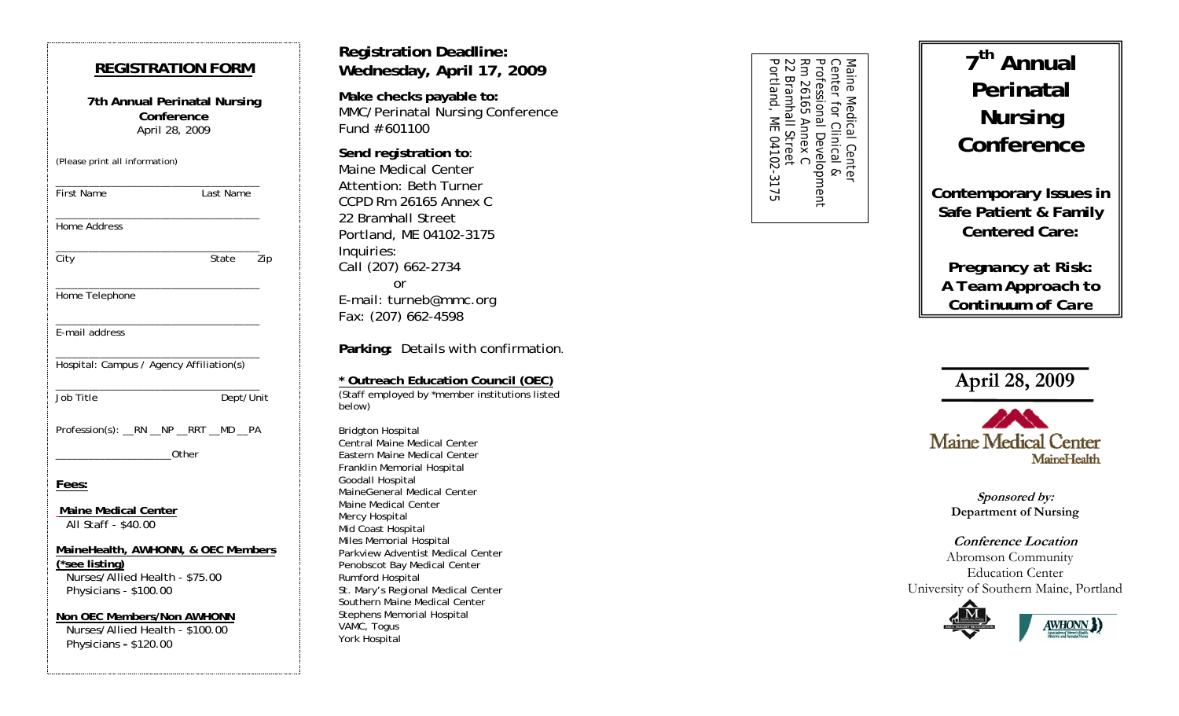## REGISTRATION FORM

**7th Annual Perinatal Nursing Conference**
April 28, 2009

(Please print all information)

___________________________________
First Name Last Name

___________________________________
Home Address

___________________________________
City State Zip

___________________________________
Home Telephone

___________________________________
E-mail address

___________________________________
Hospital: Campus / Agency Affiliation(s)

___________________________________
Job Title Dept/Unit

Profession(s): __RN __NP __RRT __MD __PA

____________________Other

**Fees:**

**Maine Medical Center**
All Staff - $40.00

**MaineHealth, AWHONN, & OEC Members (*see listing)**
Nurses/Allied Health - $75.00
Physicians - $100.00

**Non OEC Members/Non AWHONN**
Nurses/Allied Health - $100.00
Physicians - $120.00

**Registration Deadline: Wednesday, April 17, 2009**

**Make checks payable to:**
MMC/Perinatal Nursing Conference
Fund #601100

**Send registration to**:
Maine Medical Center
Attention: Beth Turner
CCPD Rm 26165 Annex C
22 Bramhall Street
Portland, ME 04102-3175
Inquiries:
Call (207) 662-2734
or
E-mail: turneb@mmc.org
Fax: (207) 662-4598

**Parking:** Details with confirmation.

**\* Outreach Education Council (OEC)**
(Staff employed by *member institutions listed below)

Bridgton Hospital
Central Maine Medical Center
Eastern Maine Medical Center
Franklin Memorial Hospital
Goodall Hospital
MaineGeneral Medical Center
Maine Medical Center
Mercy Hospital
Mid Coast Hospital
Miles Memorial Hospital
Parkview Adventist Medical Center
Penobscot Bay Medical Center
Rumford Hospital
St. Mary's Regional Medical Center
Southern Maine Medical Center
Stephens Memorial Hospital
VAMC, Togus
York Hospital

Maine Medical Center
Center for Clinical &
Professional Development
Rm 26165 Annex C
22 Bramhall Street
Portland, ME 04102-3175

# 7th Annual Perinatal Nursing Conference

**Contemporary Issues in Safe Patient & Family Centered Care:**

**Pregnancy at Risk: A Team Approach to Continuum of Care**

**April 28, 2009**

Maine Medical Center
MaineHealth

***Sponsored by:***
**Department of Nursing**

***Conference Location***
Abromson Community
Education Center
University of Southern Maine, Portland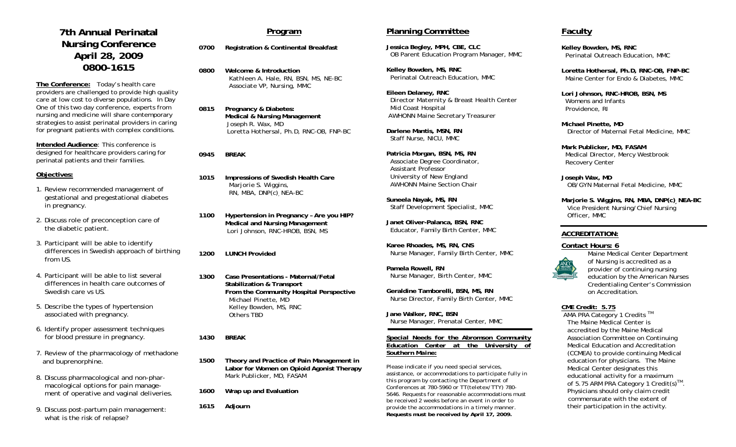# 7th Annual Perinatal Nursing Conference
## April 28, 2009
## 0800-1615

**The Conference:** Today's health care providers are challenged to provide high quality care at low cost to diverse populations. In Day One of this two day conference, experts from nursing and medicine will share contemporary strategies to assist perinatal providers in caring for pregnant patients with complex conditions.

**Intended Audience**: This conference is designed for healthcare providers caring for perinatal patients and their families.

**Objectives:**

1. Review recommended management of gestational and pregestational diabetes in pregnancy.
2. Discuss role of preconception care of the diabetic patient.
3. Participant will be able to identify differences in Swedish approach of birthing from US.
4. Participant will be able to list several differences in health care outcomes of Swedish care vs US.
5. Describe the types of hypertension associated with pregnancy.
6. Identify proper assessment techniques for blood pressure in pregnancy.
7. Review of the pharmacology of methadone and buprenorphine.
8. Discuss pharmacological and non-pharmacological options for pain management of operative and vaginal deliveries.
9. Discuss post-partum pain management: what is the risk of relapse?

## Program

**0700** **Registration & Continental Breakfast**

**0800** **Welcome & Introduction**
Kathleen A. Hale, RN, BSN, MS, NE-BC
Associate VP, Nursing, MMC

**0815** **Pregnancy & Diabetes: Medical & Nursing Management**
Joseph R. Wax, MD
Loretta Hothersal, Ph.D, RNC-OB, FNP-BC

**0945** **BREAK**

**1015** **Impressions of Swedish Health Care**
Marjorie S. Wiggins, RN, MBA, DNP(c), NEA-BC

**1100** **Hypertension in Pregnancy – Are you HIP? Medical and Nursing Management**
Lori Johnson, RNC-HROB, BSN, MS

**1200** **LUNCH Provided**

**1300** **Case Presentations - Maternal/Fetal Stabilization & Transport From the Community Hospital Perspective**
Michael Pinette, MD
Kelley Bowden, MS, RNC
Others TBD

**1430** **BREAK**

**1500** **Theory and Practice of Pain Management in Labor for Women on Opioid Agonist Therapy**
Mark Publicker, MD, FASAM

**1600** **Wrap up and Evaluation**

**1615** **Adjourn**

## Planning Committee

**Jessica Begley, MPH, CBE, CLC**
OB Parent Education Program Manager, MMC

**Kelley Bowden, MS, RNC**
Perinatal Outreach Education, MMC

**Eileen Delaney, RNC**
Director Maternity & Breast Health Center
Mid Coast Hospital
AWHONN Maine Secretary Treasurer

**Darlene Mantis, MSN, RN**
Staff Nurse, NICU, MMC

**Patricia Morgan, BSN, MS, RN**
Associate Degree Coordinator,
Assistant Professor
University of New England
AWHONN Maine Section Chair

**Suneela Nayak, MS, RN**
Staff Development Specialist, MMC

**Janet Oliver-Palanca, BSN, RNC**
Educator, Family Birth Center, MMC

**Karee Rhoades, MS, RN, CNS**
Nurse Manager, Family Birth Center, MMC

**Pamela Rowell, RN**
Nurse Manager, Birth Center, MMC

**Geraldine Tamborelli, BSN, MS, RN**
Nurse Director, Family Birth Center, MMC

**Jane Walker, RNC, BSN**
Nurse Manager, Prenatal Center, MMC

**Special Needs for the Abromson Community Education Center at the University of Southern Maine:**

Please indicate if you need special services, assistance, or accommodations to participate fully in this program by contacting the Department of Conferences at 780-5960 or TT(teletex/TTY) 780-5646. Requests for reasonable accommodations must be received 2 weeks before an event in order to provide the accommodations in a timely manner. **Requests must be received by April 17, 2009.**

## Faculty

**Kelley Bowden, MS, RNC**
Perinatal Outreach Education, MMC

**Loretta Hothersal, Ph.D, RNC-OB, FNP-BC**
Maine Center for Endo & Diabetes, MMC

**Lori Johnson, RNC-HROB, BSN, MS**
Womens and Infants
Providence, RI

**Michael Pinette, MD**
Director of Maternal Fetal Medicine, MMC

**Mark Publicker, MD, FASAM**
Medical Director, Mercy Westbrook Recovery Center

**Joseph Wax, MD**
OB/GYN Maternal Fetal Medicine, MMC

**Marjorie S. Wiggins, RN, MBA, DNP(c), NEA-BC**
Vice President Nursing/Chief Nursing Officer, MMC

## ACCREDITATION:

**Contact Hours: 6**

Maine Medical Center Department of Nursing is accredited as a provider of continuing nursing education by the American Nurses Credentialing Center's Commission on Accreditation.

**CME Credit: 5.75**

AMA PRA Category 1 Credits ™
The Maine Medical Center is accredited by the Maine Medical Association Committee on Continuing Medical Education and Accreditation (CCMEA) to provide continuing Medical education for physicians. The Maine Medical Center designates this educational activity for a maximum of 5.75 ARM PRA Category 1 Credit(s)™. Physicians should only claim credit commensurate with the extent of their participation in the activity.